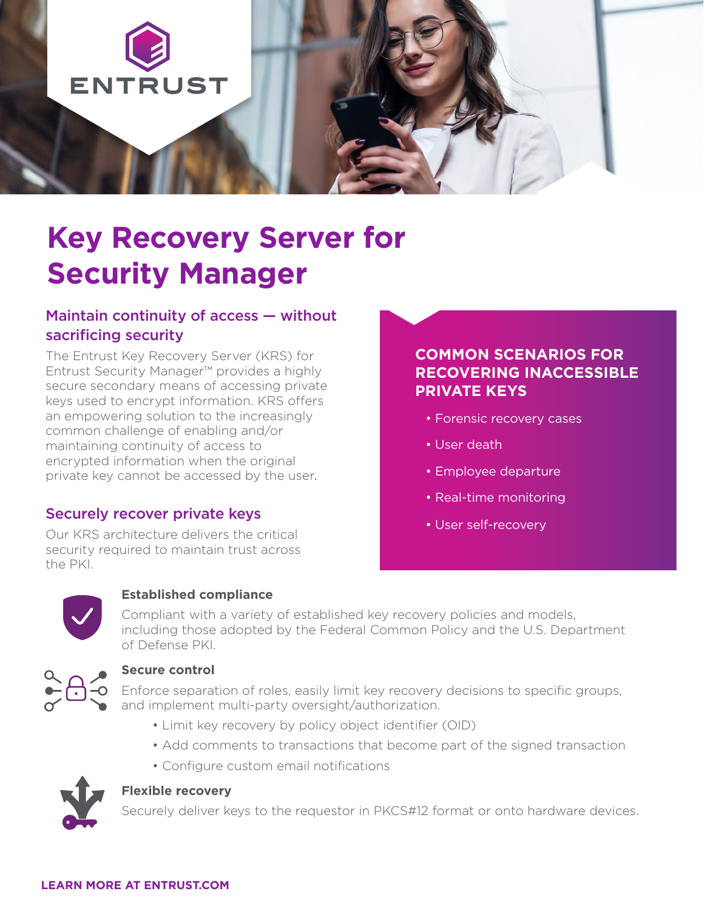ENTRUST

# Key Recovery Server for Security Manager

## Maintain continuity of access — without sacrificing security

The Entrust Key Recovery Server (KRS) for Entrust Security Manager™ provides a highly secure secondary means of accessing private keys used to encrypt information. KRS offers an empowering solution to the increasingly common challenge of enabling and/or maintaining continuity of access to encrypted information when the original private key cannot be accessed by the user.

## Securely recover private keys

Our KRS architecture delivers the critical security required to maintain trust across the PKI.

### COMMON SCENARIOS FOR RECOVERING INACCESSIBLE PRIVATE KEYS

- Forensic recovery cases
- User death
- Employee departure
- Real-time monitoring
- User self-recovery

**Established compliance**

Compliant with a variety of established key recovery policies and models, including those adopted by the Federal Common Policy and the U.S. Department of Defense PKI.

**Secure control**

Enforce separation of roles, easily limit key recovery decisions to specific groups, and implement multi-party oversight/authorization.

- Limit key recovery by policy object identifier (OID)
- Add comments to transactions that become part of the signed transaction
- Configure custom email notifications

**Flexible recovery**

Securely deliver keys to the requestor in PKCS#12 format or onto hardware devices.

**LEARN MORE AT ENTRUST.COM**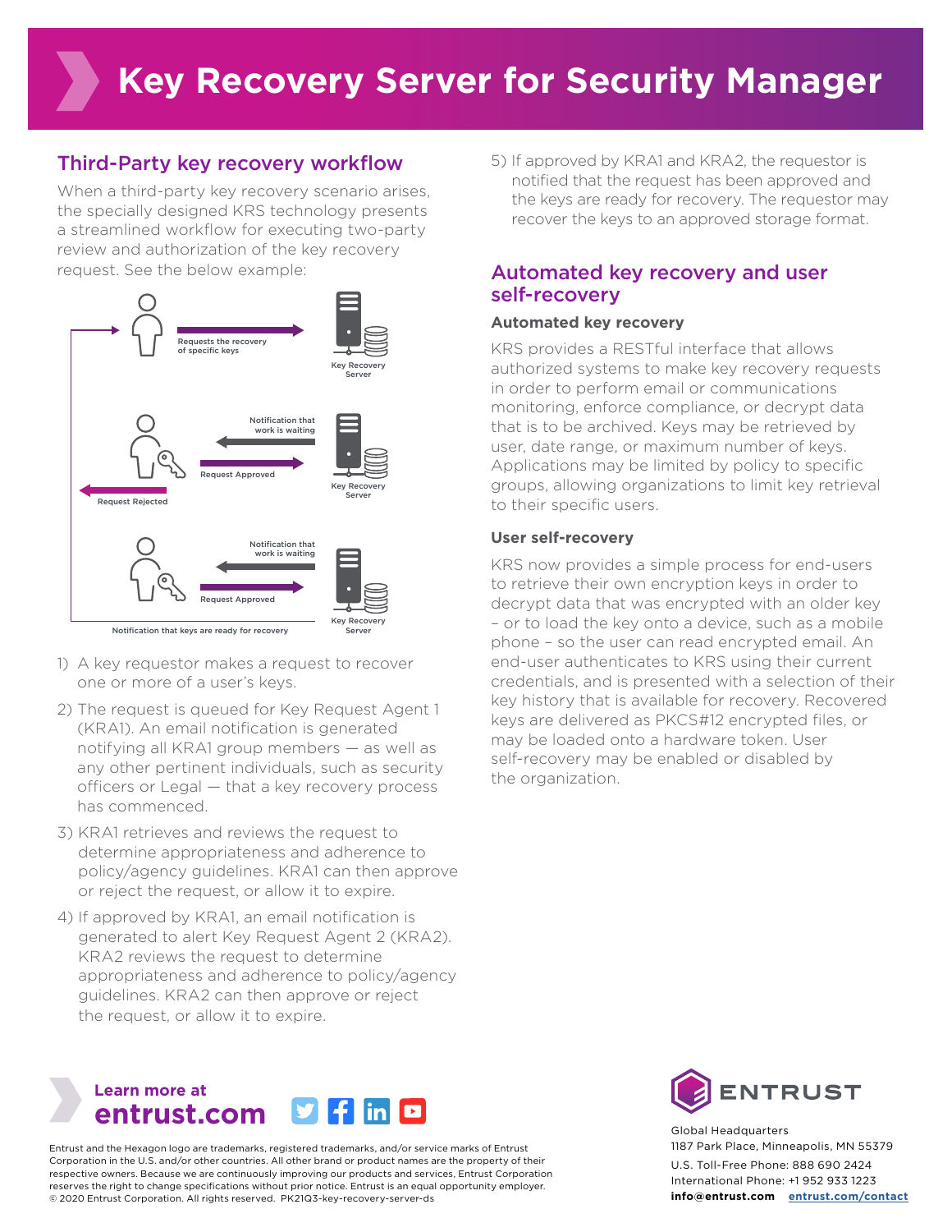# Key Recovery Server for Security Manager

## Third-Party key recovery workflow

When a third-party key recovery scenario arises, the specially designed KRS technology presents a streamlined workflow for executing two-party review and authorization of the key recovery request. See the below example:

Requests the recovery of specific keys

Key Recovery Server

Notification that work is waiting

Request Approved

Request Rejected

Key Recovery Server

Notification that work is waiting

Request Approved

Notification that keys are ready for recovery

Key Recovery Server

1) A key requestor makes a request to recover one or more of a user's keys.
2) The request is queued for Key Request Agent 1 (KRA1). An email notification is generated notifying all KRA1 group members — as well as any other pertinent individuals, such as security officers or Legal — that a key recovery process has commenced.
3) KRA1 retrieves and reviews the request to determine appropriateness and adherence to policy/agency guidelines. KRA1 can then approve or reject the request, or allow it to expire.
4) If approved by KRA1, an email notification is generated to alert Key Request Agent 2 (KRA2). KRA2 reviews the request to determine appropriateness and adherence to policy/agency guidelines. KRA2 can then approve or reject the request, or allow it to expire.
5) If approved by KRA1 and KRA2, the requestor is notified that the request has been approved and the keys are ready for recovery. The requestor may recover the keys to an approved storage format.

## Automated key recovery and user self-recovery

### Automated key recovery

KRS provides a RESTful interface that allows authorized systems to make key recovery requests in order to perform email or communications monitoring, enforce compliance, or decrypt data that is to be archived. Keys may be retrieved by user, date range, or maximum number of keys. Applications may be limited by policy to specific groups, allowing organizations to limit key retrieval to their specific users.

### User self-recovery

KRS now provides a simple process for end-users to retrieve their own encryption keys in order to decrypt data that was encrypted with an older key – or to load the key onto a device, such as a mobile phone – so the user can read encrypted email. An end-user authenticates to KRS using their current credentials, and is presented with a selection of their key history that is available for recovery. Recovered keys are delivered as PKCS#12 encrypted files, or may be loaded onto a hardware token. User self-recovery may be enabled or disabled by the organization.

Learn more at **entrust.com**

Entrust and the Hexagon logo are trademarks, registered trademarks, and/or service marks of Entrust Corporation in the U.S. and/or other countries. All other brand or product names are the property of their respective owners. Because we are continuously improving our products and services, Entrust Corporation reserves the right to change specifications without prior notice. Entrust is an equal opportunity employer. © 2020 Entrust Corporation. All rights reserved. PK21Q3-key-recovery-server-ds

ENTRUST

Global Headquarters
1187 Park Place, Minneapolis, MN 55379
U.S. Toll-Free Phone: 888 690 2424
International Phone: +1 952 933 1223
**info@entrust.com** entrust.com/contact